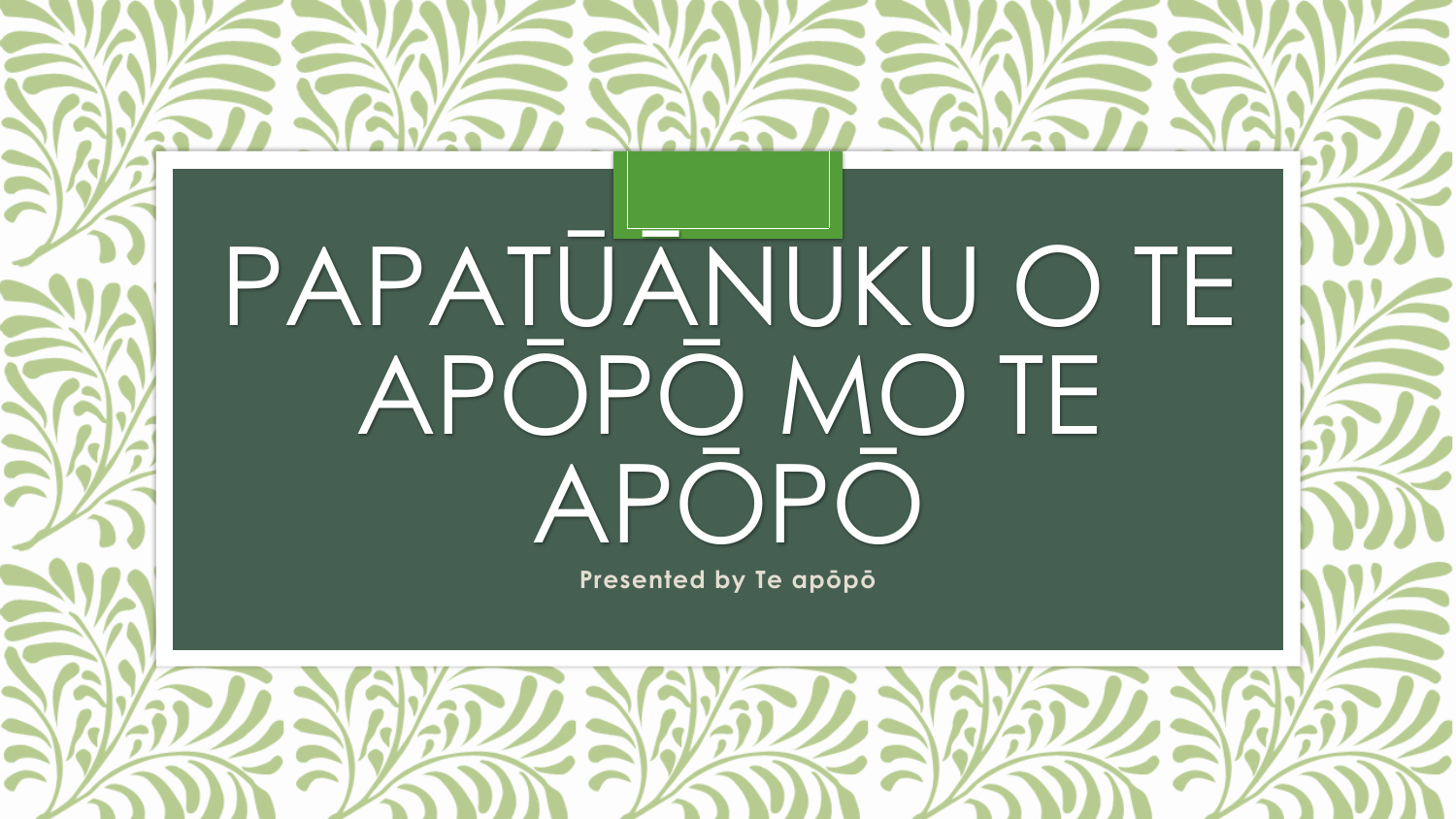# PAPATŪĀNUKU O TE APŌPŌ MO TE APŌPŌ

Presented by Te apōpō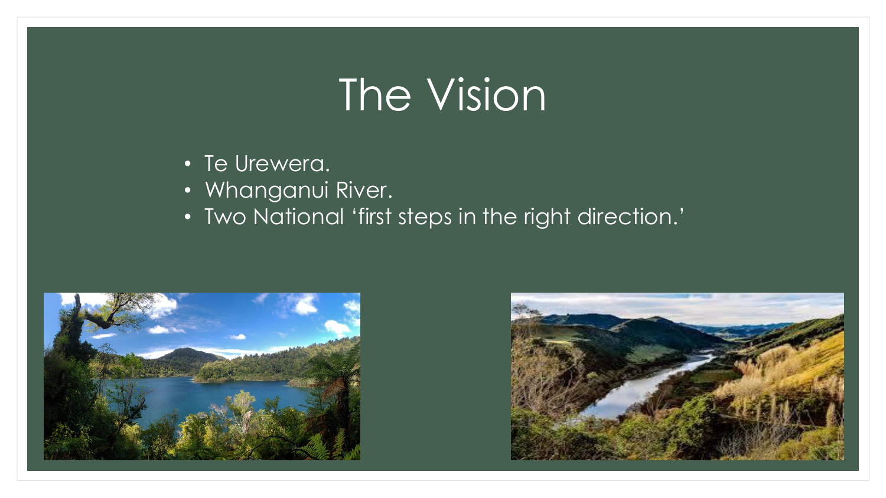# The Vision

- Te Urewera.
- Whanganui River.
- Two National 'first steps in the right direction.'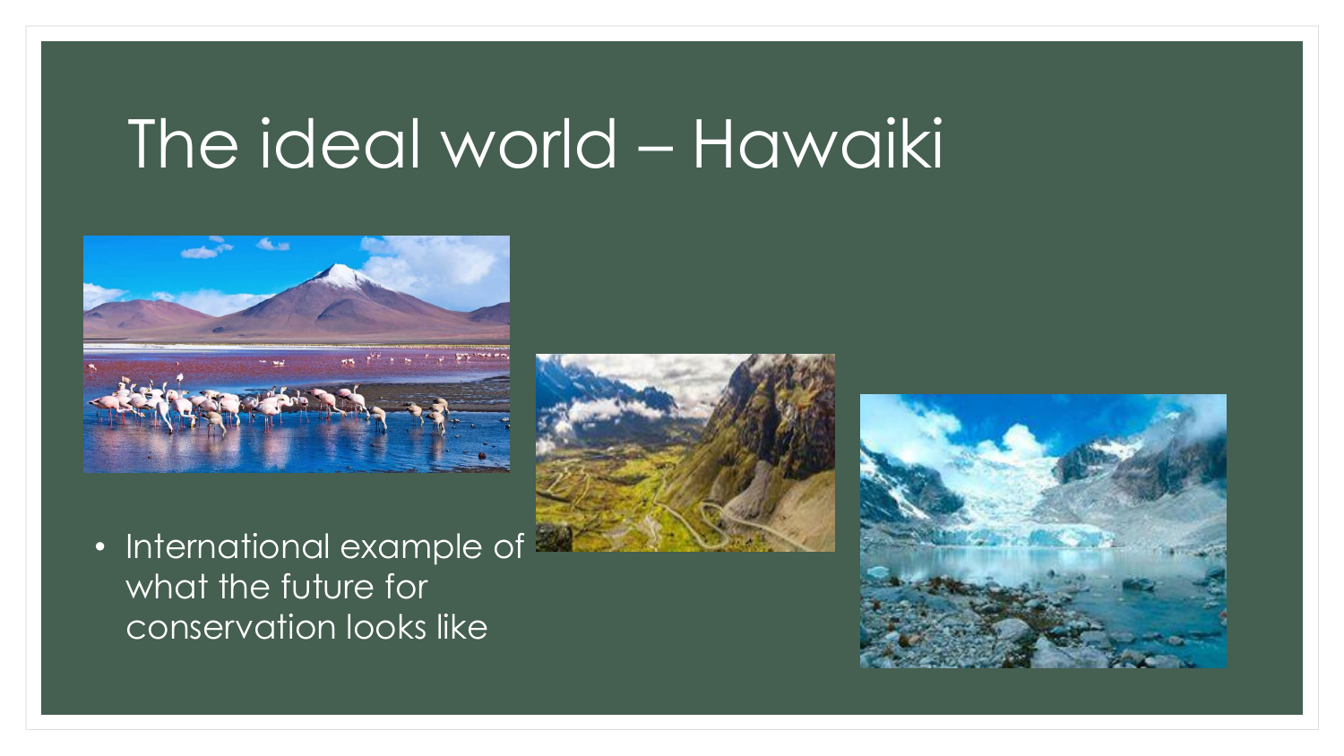# The ideal world – Hawaiki

- International example of what the future for conservation looks like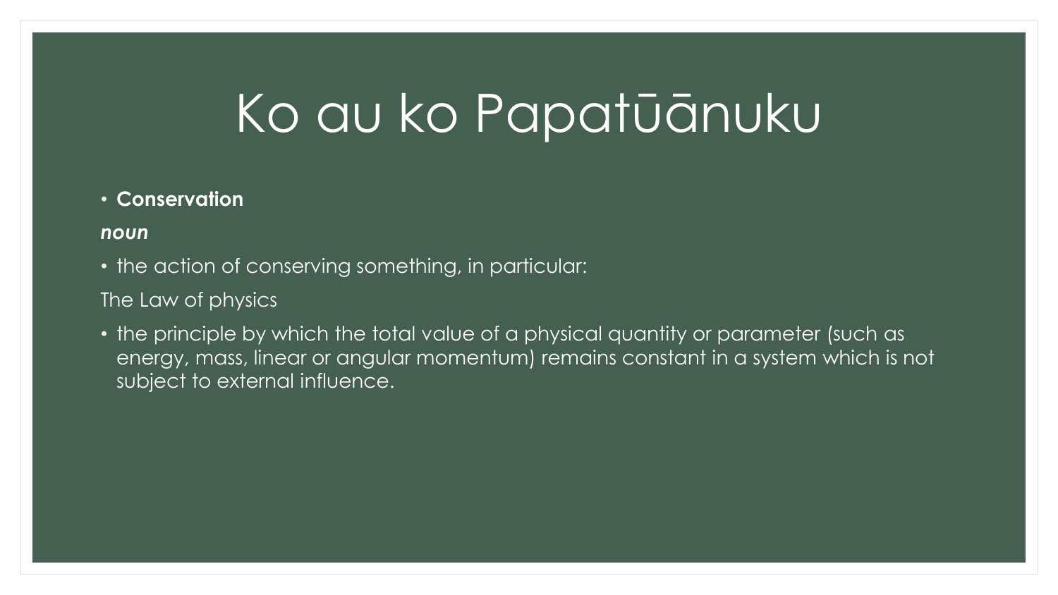# Ko au ko Papatūānuku

- **Conservation**

***noun***

- the action of conserving something, in particular:

The Law of physics

- the principle by which the total value of a physical quantity or parameter (such as energy, mass, linear or angular momentum) remains constant in a system which is not subject to external influence.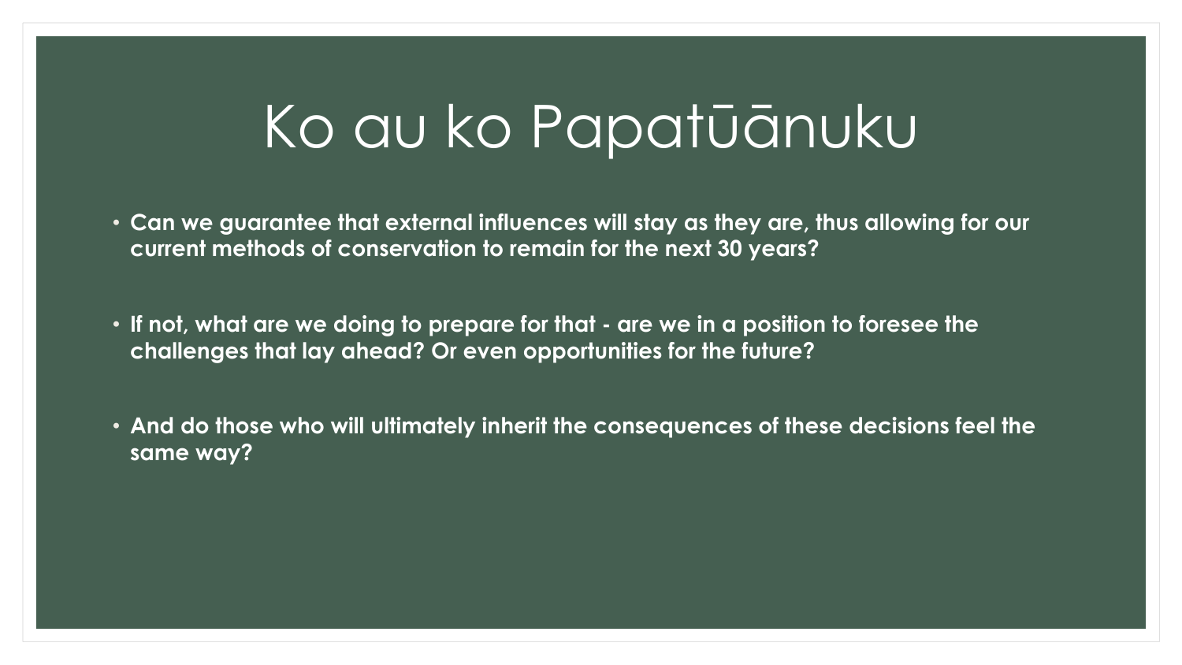# Ko au ko Papatūānuku

- **Can we guarantee that external influences will stay as they are, thus allowing for our current methods of conservation to remain for the next 30 years?**
- **If not, what are we doing to prepare for that - are we in a position to foresee the challenges that lay ahead? Or even opportunities for the future?**
- **And do those who will ultimately inherit the consequences of these decisions feel the same way?**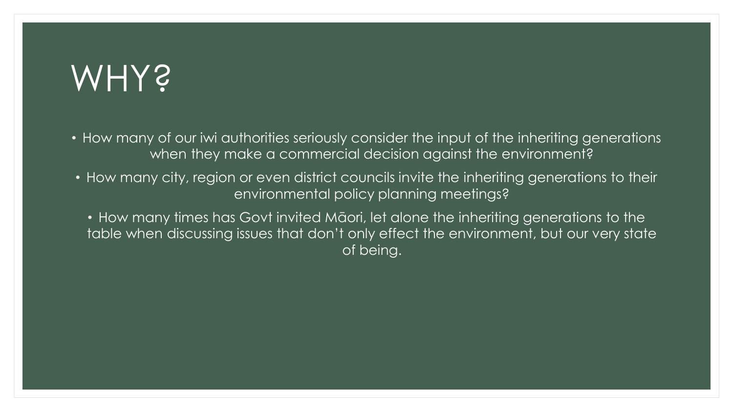# WHY?

- How many of our iwi authorities seriously consider the input of the inheriting generations when they make a commercial decision against the environment?
- How many city, region or even district councils invite the inheriting generations to their environmental policy planning meetings?
- How many times has Govt invited Māori, let alone the inheriting generations to the table when discussing issues that don't only effect the environment, but our very state of being.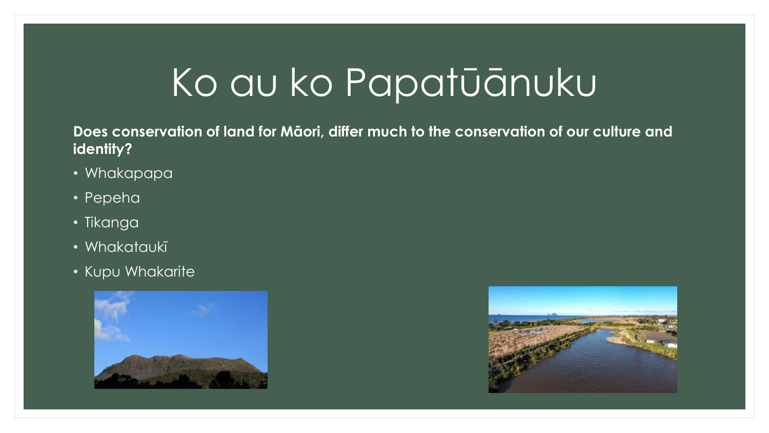# Ko au ko Papatūānuku

**Does conservation of land for Māori, differ much to the conservation of our culture and identity?**

- Whakapapa
- Pepeha
- Tikanga
- Whakataukī
- Kupu Whakarite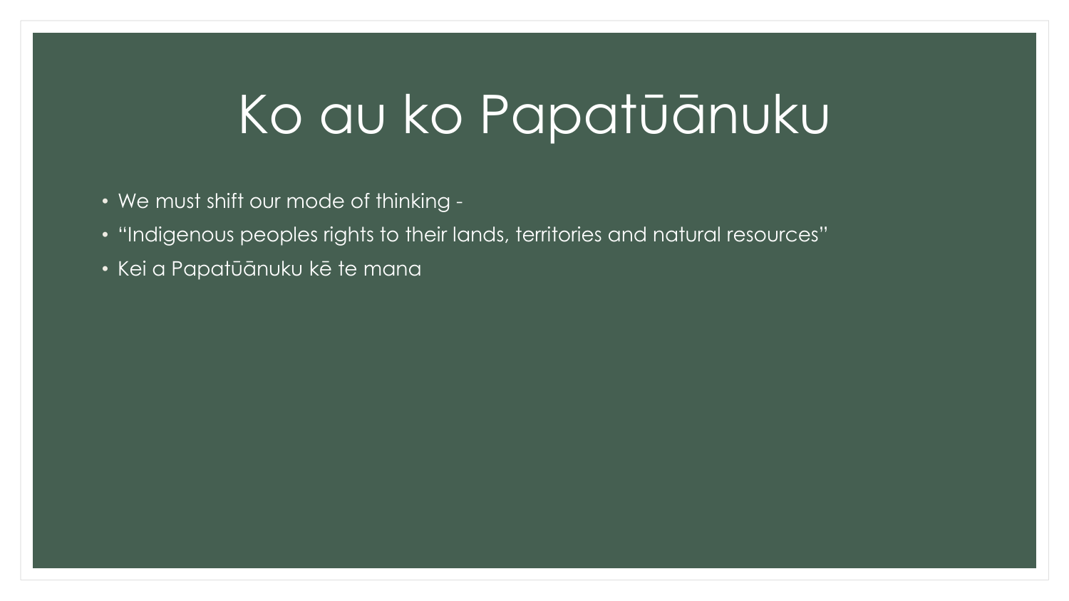# Ko au ko Papatūānuku

- We must shift our mode of thinking -
- "Indigenous peoples rights to their lands, territories and natural resources"
- Kei a Papatūānuku kē te mana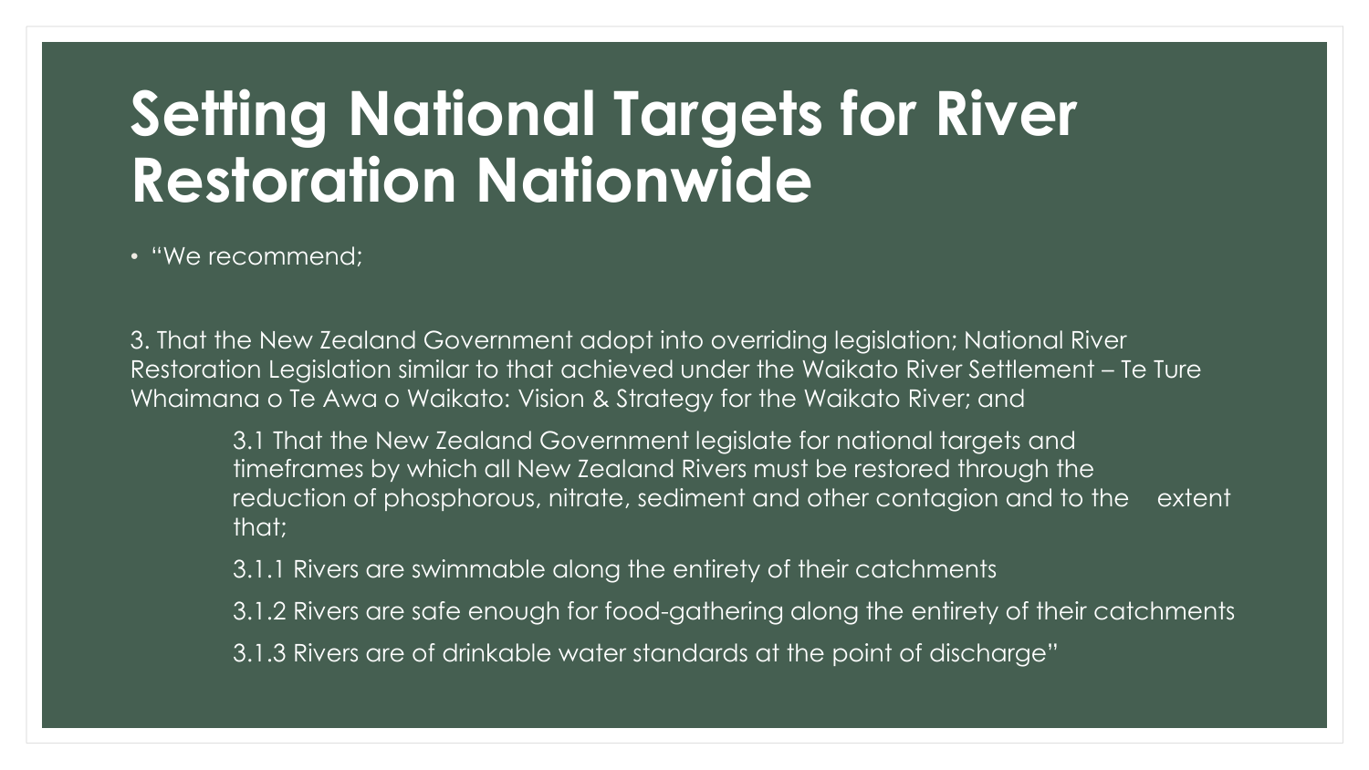# Setting National Targets for River Restoration Nationwide

- "We recommend;

3. That the New Zealand Government adopt into overriding legislation; National River Restoration Legislation similar to that achieved under the Waikato River Settlement – Te Ture Whaimana o Te Awa o Waikato: Vision & Strategy for the Waikato River; and

    3.1 That the New Zealand Government legislate for national targets and timeframes by which all New Zealand Rivers must be restored through the reduction of phosphorous, nitrate, sediment and other contagion and to the extent that;

    3.1.1 Rivers are swimmable along the entirety of their catchments

    3.1.2 Rivers are safe enough for food-gathering along the entirety of their catchments

    3.1.3 Rivers are of drinkable water standards at the point of discharge"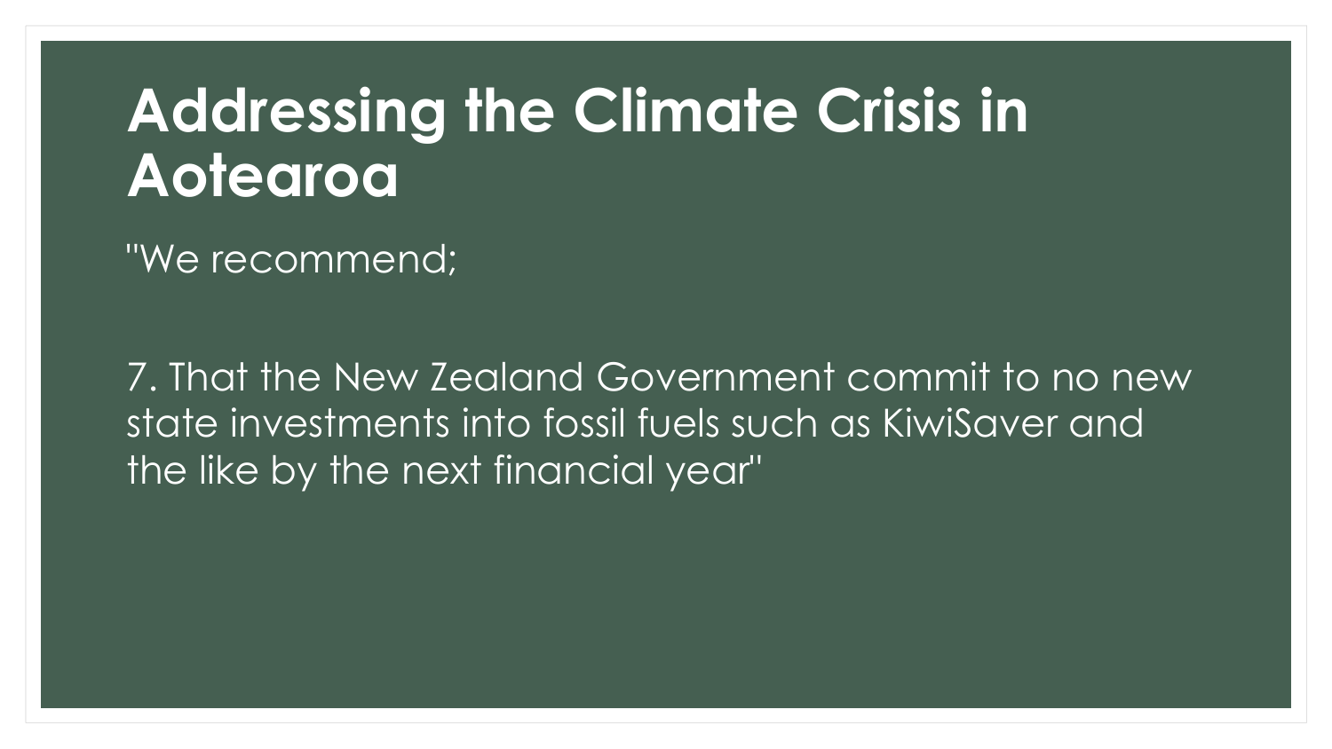# Addressing the Climate Crisis in Aotearoa

"We recommend;

7. That the New Zealand Government commit to no new state investments into fossil fuels such as KiwiSaver and the like by the next financial year"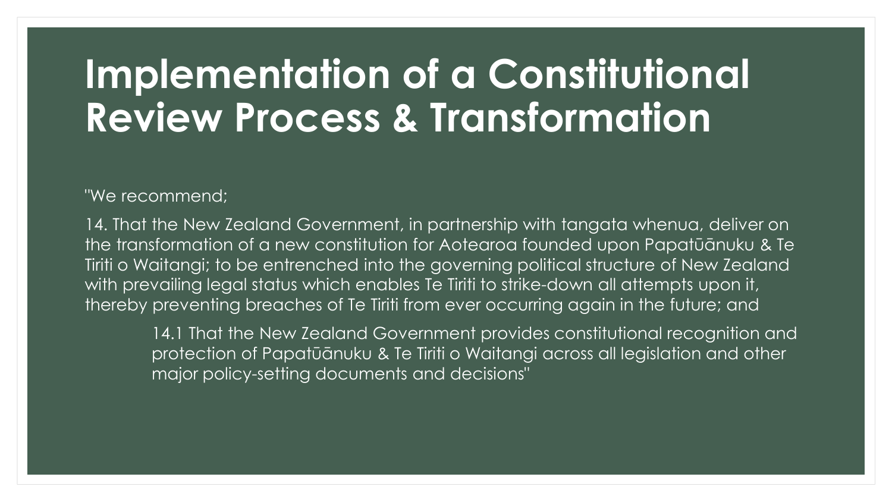# Implementation of a Constitutional Review Process & Transformation

"We recommend;

14. That the New Zealand Government, in partnership with tangata whenua, deliver on the transformation of a new constitution for Aotearoa founded upon Papatūānuku & Te Tiriti o Waitangi; to be entrenched into the governing political structure of New Zealand with prevailing legal status which enables Te Tiriti to strike-down all attempts upon it, thereby preventing breaches of Te Tiriti from ever occurring again in the future; and

    14.1 That the New Zealand Government provides constitutional recognition and protection of Papatūānuku & Te Tiriti o Waitangi across all legislation and other major policy-setting documents and decisions"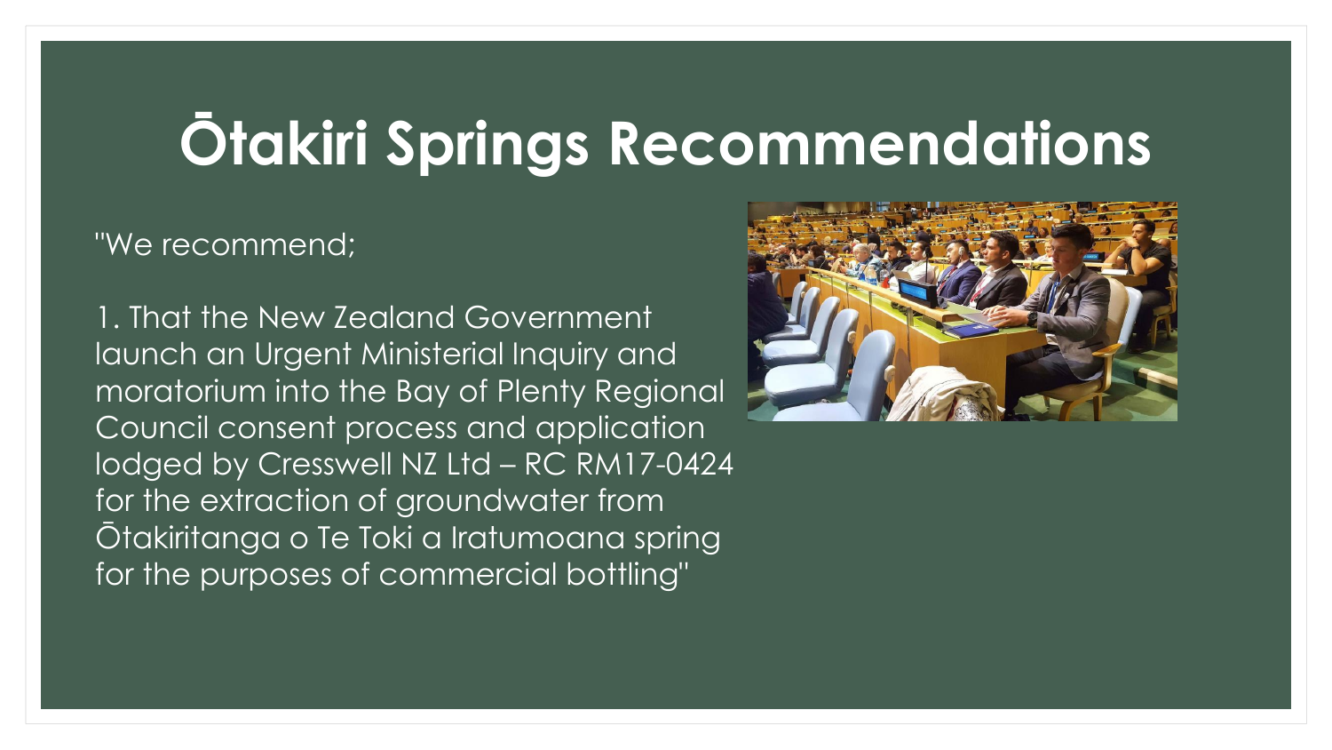# Ōtakiri Springs Recommendations

"We recommend;

1. That the New Zealand Government launch an Urgent Ministerial Inquiry and moratorium into the Bay of Plenty Regional Council consent process and application lodged by Cresswell NZ Ltd – RC RM17-0424 for the extraction of groundwater from Ōtakiritanga o Te Toki a Iratumoana spring for the purposes of commercial bottling"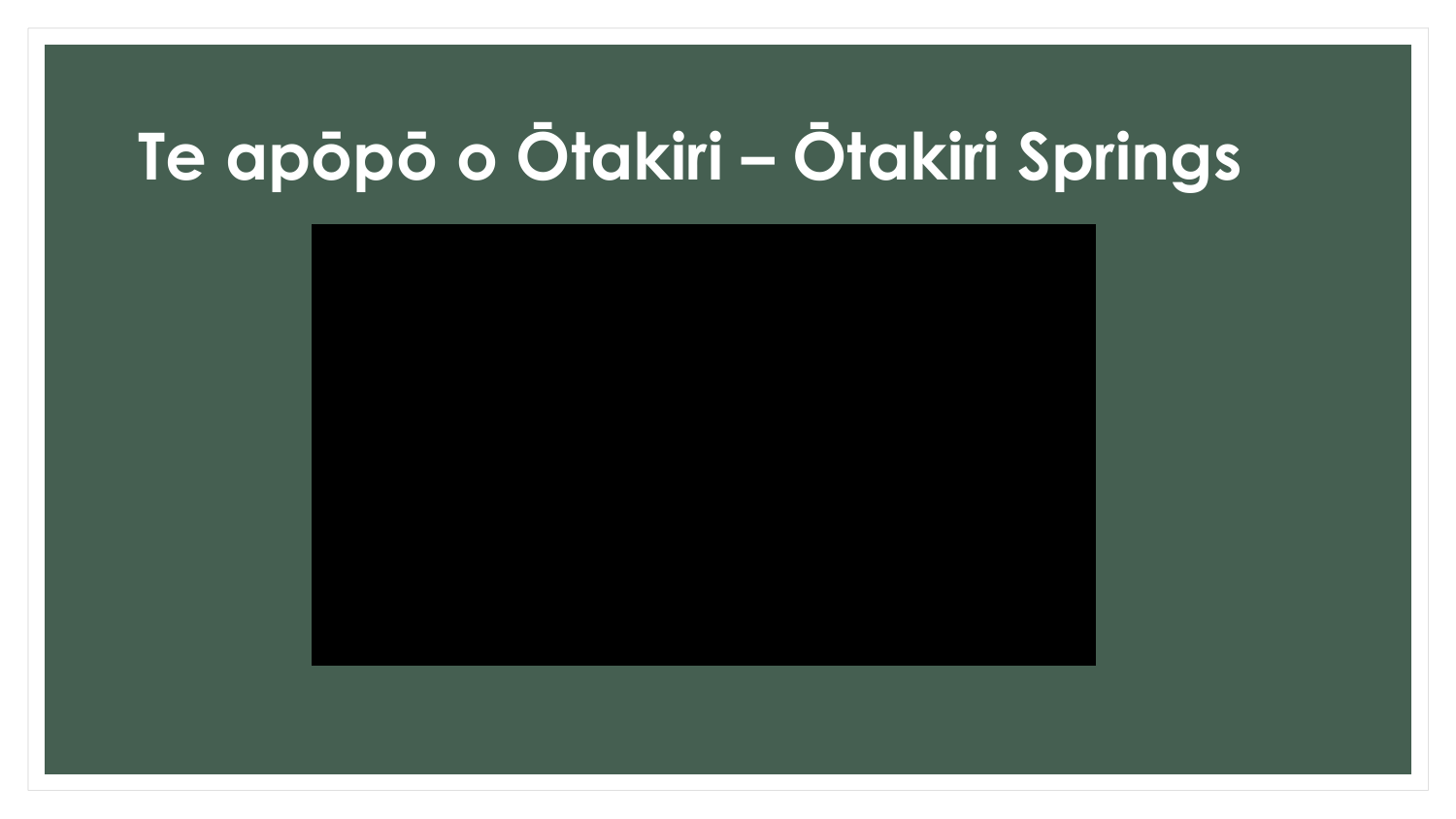# Te apōpō o Ōtakiri – Ōtakiri Springs